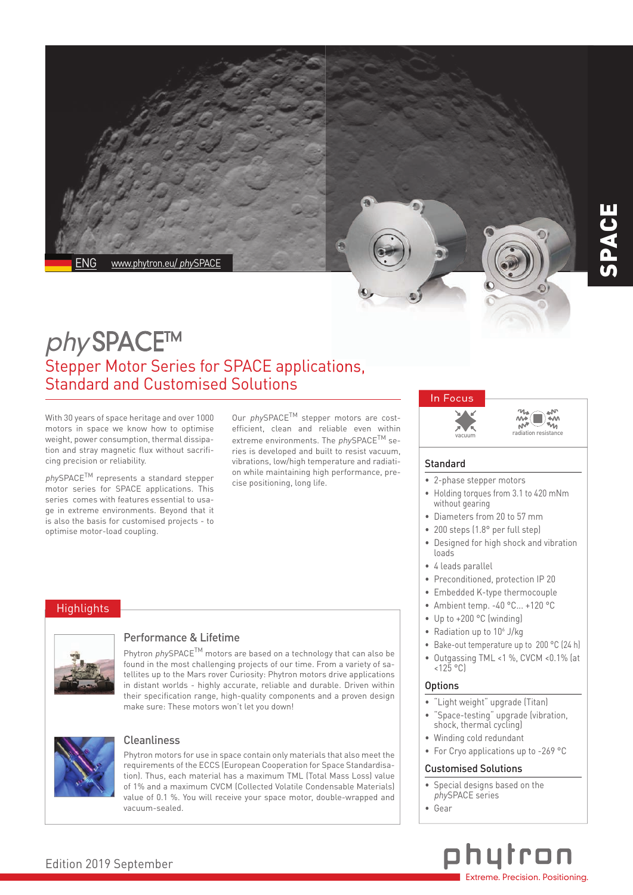SPACE

ENG www.phytron.eu/ *phy*SPACE

# *phy*SPACE™

## Stepper Motor Series for SPACE applications, Standard and Customised Solutions

With 30 years of space heritage and over 1000 motors in space we know how to optimise weight, power consumption, thermal dissipation and stray magnetic flux without sacrificing precision or reliability.

*phy*SPACE™ represents a standard stepper motor series for SPACE applications. This series comes with features essential to usage in extreme environments. Beyond that it is also the basis for customised projects - to optimise motor-load coupling.

Our *phy*SPACE™ stepper motors are cost-efficient, clean and reliable even within extreme environments. The *phy*SPACE™ series is developed and built to resist vacuum, vibrations, low/high temperature and radiation while maintaining high performance, precise positioning, long life.

## Highlights

### Performance & Lifetime

Phytron *phy*SPACE™ motors are based on a technology that can also be found in the most challenging projects of our time. From a variety of satellites up to the Mars rover Curiosity: Phytron motors drive applications in distant worlds - highly accurate, reliable and durable. Driven within their specification range, high-quality components and a proven design make sure: These motors won't let you down!

### Cleanliness

Phytron motors for use in space contain only materials that also meet the requirements of the ECCS (European Cooperation for Space Standardisation). Thus, each material has a maximum TML (Total Mass Loss) value of 1% and a maximum CVCM (Collected Volatile Condensable Materials) value of 0.1 %. You will receive your space motor, double-wrapped and vacuum-sealed.

## In Focus

vacuum | radiation resistance

### Standard

- 2-phase stepper motors
- Holding torques from 3.1 to 420 mNm without gearing
- Diameters from 20 to 57 mm
- 200 steps (1.8° per full step)
- Designed for high shock and vibration loads
- 4 leads parallel
- Preconditioned, protection IP 20
- Embedded K-type thermocouple
- Ambient temp. -40 °C... +120 °C
- Up to +200 °C (winding)
- Radiation up to $10^6$ J/kg
- Bake-out temperature up to 200 °C (24 h)
- Outgassing TML <1 %, CVCM <0.1% (at <125 °C)

### Options

- "Light weight" upgrade (Titan)
- "Space-testing" upgrade (vibration, shock, thermal cycling)
- Winding cold redundant
- For Cryo applications up to -269 °C

### Customised Solutions

- Special designs based on the *phy*SPACE series
- Gear

Edition 2019 September

phytron
Extreme. Precision. Positioning.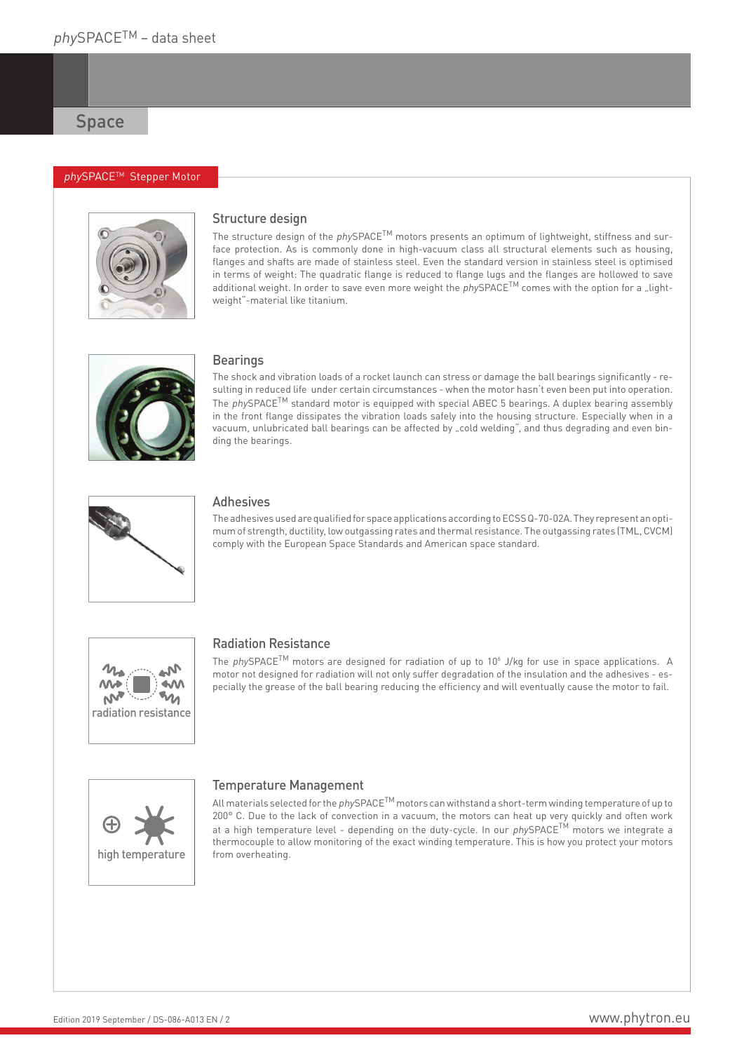# Space

## *phy*SPACE™ Stepper Motor

### Structure design

The structure design of the *phy*SPACE™ motors presents an optimum of lightweight, stiffness and surface protection. As is commonly done in high-vacuum class all structural elements such as housing, flanges and shafts are made of stainless steel. Even the standard version in stainless steel is optimised in terms of weight: The quadratic flange is reduced to flange lugs and the flanges are hollowed to save additional weight. In order to save even more weight the *phy*SPACE™ comes with the option for a „light-weight"-material like titanium.

### Bearings

The shock and vibration loads of a rocket launch can stress or damage the ball bearings significantly - resulting in reduced life under certain circumstances - when the motor hasn't even been put into operation. The *phy*SPACE™ standard motor is equipped with special ABEC 5 bearings. A duplex bearing assembly in the front flange dissipates the vibration loads safely into the housing structure. Especially when in a vacuum, unlubricated ball bearings can be affected by „cold welding", and thus degrading and even binding the bearings.

### Adhesives

The adhesives used are qualified for space applications according to ECSS Q-70-02A. They represent an optimum of strength, ductility, low outgassing rates and thermal resistance. The outgassing rates (TML, CVCM) comply with the European Space Standards and American space standard.

### Radiation Resistance

radiation resistance

The *phy*SPACE™ motors are designed for radiation of up to $10^6$ J/kg for use in space applications. A motor not designed for radiation will not only suffer degradation of the insulation and the adhesives - especially the grease of the ball bearing reducing the efficiency and will eventually cause the motor to fail.

### Temperature Management

high temperature

All materials selected for the *phy*SPACE™ motors can withstand a short-term winding temperature of up to 200° C. Due to the lack of convection in a vacuum, the motors can heat up very quickly and often work at a high temperature level - depending on the duty-cycle. In our *phy*SPACE™ motors we integrate a thermocouple to allow monitoring of the exact winding temperature. This is how you protect your motors from overheating.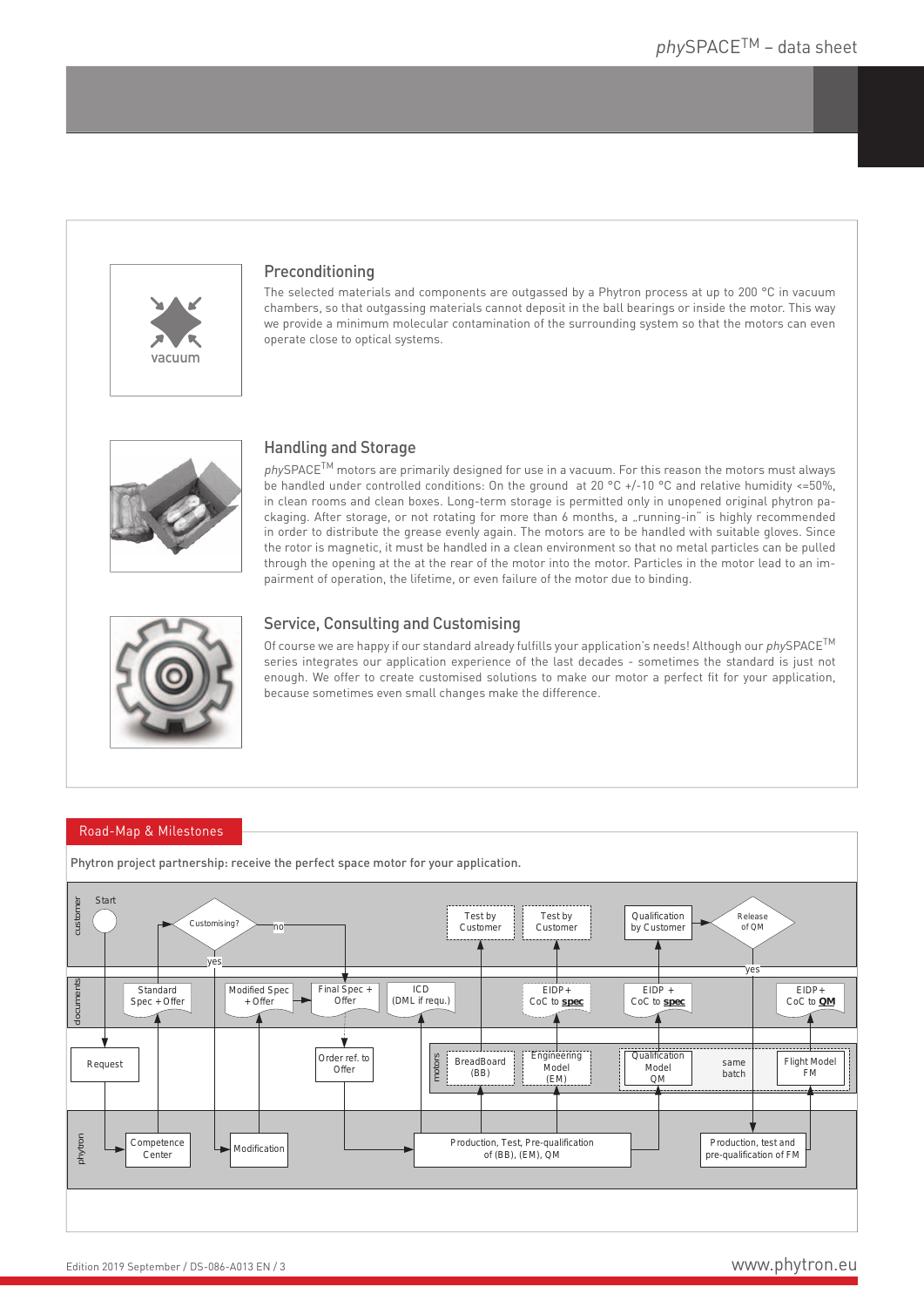## Preconditioning

The selected materials and components are outgassed by a Phytron process at up to 200 °C in vacuum chambers, so that outgassing materials cannot deposit in the ball bearings or inside the motor. This way we provide a minimum molecular contamination of the surrounding system so that the motors can even operate close to optical systems.

## Handling and Storage

*phy*SPACE™ motors are primarily designed for use in a vacuum. For this reason the motors must always be handled under controlled conditions: On the ground at 20 °C +/-10 °C and relative humidity <=50%, in clean rooms and clean boxes. Long-term storage is permitted only in unopened original phytron packaging. After storage, or not rotating for more than 6 months, a „running-in" is highly recommended in order to distribute the grease evenly again. The motors are to be handled with suitable gloves. Since the rotor is magnetic, it must be handled in a clean environment so that no metal particles can be pulled through the opening at the at the rear of the motor into the motor. Particles in the motor lead to an impairment of operation, the lifetime, or even failure of the motor due to binding.

## Service, Consulting and Customising

Of course we are happy if our standard already fulfills your application's needs! Although our *phy*SPACE™ series integrates our application experience of the last decades - sometimes the standard is just not enough. We offer to create customised solutions to make our motor a perfect fit for your application, because sometimes even small changes make the difference.

## Road-Map & Milestones

**Phytron project partnership: receive the perfect space motor for your application.**

customer: Start → Customising? (yes / no) → Test by Customer → Test by Customer → Qualification by Customer → Release of QM (yes)

documents: Standard Spec + Offer → Modified Spec + Offer → Final Spec + Offer → ICD (DML if requ.) → EIDP + CoC to **spec** → EIDP + CoC to **spec** → EIDP + CoC to **QM**

Request → Order ref. to Offer

motors: BreadBoard (BB) → Engineering Model (EM) → Qualification Model QM → same batch → Flight Model FM

phytron: Competence Center → Modification → Production, Test, Pre-qualification of (BB), (EM), QM → Production, test and pre-qualification of FM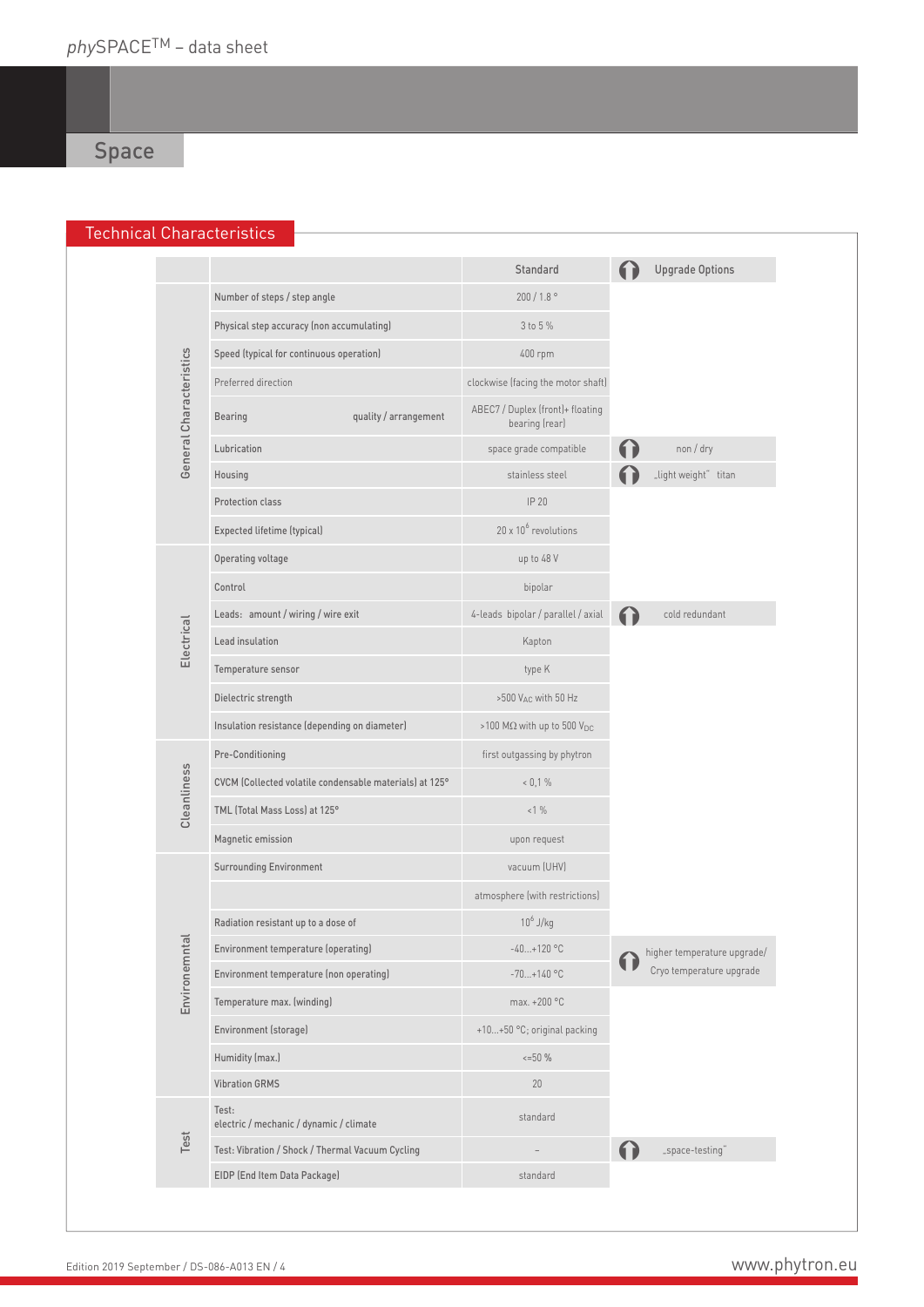## Space

### Technical Characteristics

| | | Standard | Upgrade Options |
|---|---|---|---|
| General Characteristics | Number of steps / step angle | 200 / 1.8 ° | |
| | Physical step accuracy (non accumulating) | 3 to 5 % | |
| | Speed (typical for continuous operation) | 400 rpm | |
| | Preferred direction | clockwise (facing the motor shaft) | |
| | Bearing quality / arrangement | ABEC7 / Duplex (front)+ floating bearing (rear) | |
| | Lubrication | space grade compatible | non / dry |
| | Housing | stainless steel | „light weight" titan |
| | Protection class | IP 20 | |
| | Expected lifetime (typical) | 20 x $10^6$ revolutions | |
| Electrical | Operating voltage | up to 48 V | |
| | Control | bipolar | |
| | Leads: amount / wiring / wire exit | 4-leads bipolar / parallel / axial | cold redundant |
| | Lead insulation | Kapton | |
| | Temperature sensor | type K | |
| | Dielectric strength | >500 $V_{AC}$ with 50 Hz | |
| | Insulation resistance (depending on diameter) | >100 MΩ with up to 500 $V_{DC}$ | |
| Cleanliness | Pre-Conditioning | first outgassing by phytron | |
| | CVCM (Collected volatile condensable materials) at 125° | < 0,1 % | |
| | TML (Total Mass Loss) at 125° | <1 % | |
| | Magnetic emission | upon request | |
| Environemntal | Surrounding Environment | vacuum (UHV) | |
| | | atmosphere (with restrictions) | |
| | Radiation resistant up to a dose of | $10^6$ J/kg | |
| | Environment temperature (operating) | -40...+120 °C | higher temperature upgrade/ Cryo temperature upgrade |
| | Environment temperature (non operating) | -70...+140 °C | |
| | Temperature max. (winding) | max. +200 °C | |
| | Environment (storage) | +10...+50 °C; original packing | |
| | Humidity (max.) | <=50 % | |
| | Vibration GRMS | 20 | |
| Test | Test: electric / mechanic / dynamic / climate | standard | |
| | Test: Vibration / Shock / Thermal Vacuum Cycling | – | „space-testing" |
| | EIDP (End Item Data Package) | standard | |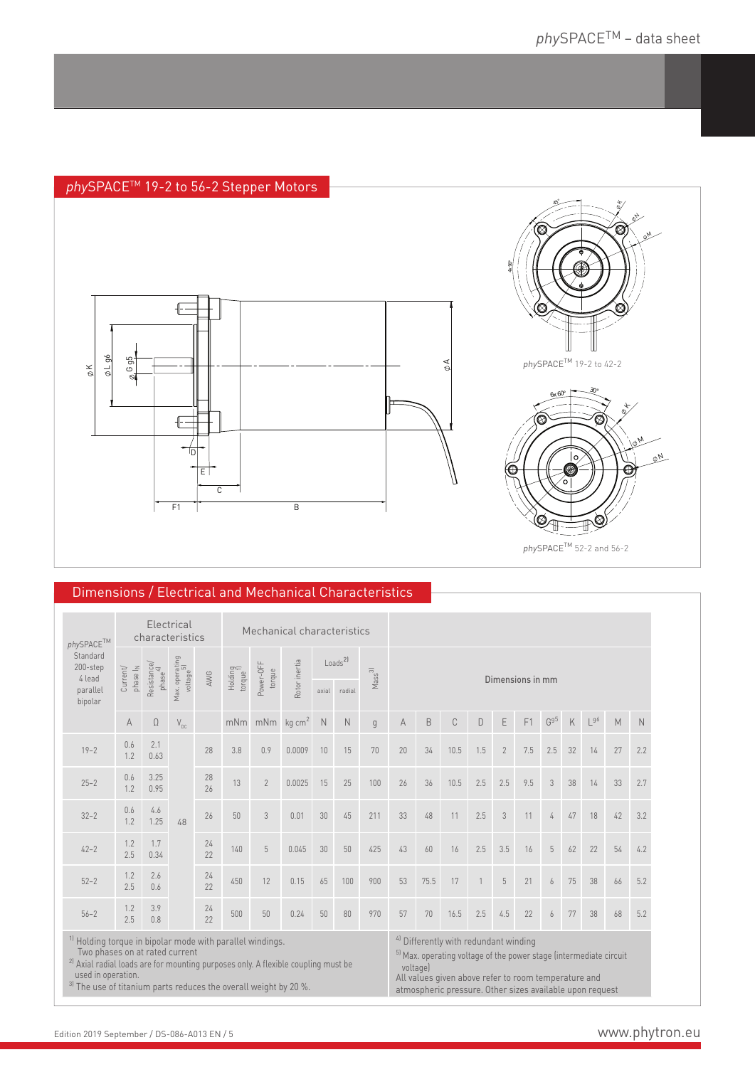## *phy*SPACE™ 19-2 to 56-2 Stepper Motors

*phy*SPACE™ 19-2 to 42-2

*phy*SPACE™ 52-2 and 56-2

## Dimensions / Electrical and Mechanical Characteristics

| *phy*SPACE™ Standard 200-step 4 lead parallel bipolar | Electrical characteristics | | | | Mechanical characteristics | | | | | | Dimensions in mm | | | | | | | | | | | |
|---|---|---|---|---|---|---|---|---|---|---|---|---|---|---|---|---|---|---|---|---|---|
| | Current/ phase $I_N$ | Resistance/ phase [4] | Max. operating voltage [5] | AWG | Holding torque [1] | Power-OFF torque | Rotor inertia | Loads [2] axial | Loads [2] radial | Mass [3] | | | | | | | | | | | |
| | A | Ω | $V_{DC}$ | | mNm | mNm | kg cm² | N | N | g | A | B | C | D | E | F1 | $G^{g5}$ | K | $L^{g6}$ | M | N |
| 19–2 | 0.6<br>1.2 | 2.1<br>0.63 | 48 | 28 | 3.8 | 0.9 | 0.0009 | 10 | 15 | 70 | 20 | 34 | 10.5 | 1.5 | 2 | 7.5 | 2.5 | 32 | 14 | 27 | 2.2 |
| 25–2 | 0.6<br>1.2 | 3.25<br>0.95 | 48 | 28<br>26 | 13 | 2 | 0.0025 | 15 | 25 | 100 | 26 | 36 | 10.5 | 2.5 | 2.5 | 9.5 | 3 | 38 | 14 | 33 | 2.7 |
| 32–2 | 0.6<br>1.2 | 4.6<br>1.25 | 48 | 26 | 50 | 3 | 0.01 | 30 | 45 | 211 | 33 | 48 | 11 | 2.5 | 3 | 11 | 4 | 47 | 18 | 42 | 3.2 |
| 42–2 | 1.2<br>2.5 | 1.7<br>0.34 | 48 | 24<br>22 | 140 | 5 | 0.045 | 30 | 50 | 425 | 43 | 60 | 16 | 2.5 | 3.5 | 16 | 5 | 62 | 22 | 54 | 4.2 |
| 52–2 | 1.2<br>2.5 | 2.6<br>0.6 | 48 | 24<br>22 | 450 | 12 | 0.15 | 65 | 100 | 900 | 53 | 75.5 | 17 | 1 | 5 | 21 | 6 | 75 | 38 | 66 | 5.2 |
| 56–2 | 1.2<br>2.5 | 3.9<br>0.8 | 48 | 24<br>22 | 500 | 50 | 0.24 | 50 | 80 | 970 | 57 | 70 | 16.5 | 2.5 | 4.5 | 22 | 6 | 77 | 38 | 68 | 5.2 |

[1] Holding torque in bipolar mode with parallel windings. Two phases on at rated current
[2] Axial radial loads are for mounting purposes only. A flexible coupling must be used in operation.
[3] The use of titanium parts reduces the overall weight by 20 %.
[4] Differently with redundant winding
[5] Max. operating voltage of the power stage (intermediate circuit voltage)
All values given above refer to room temperature and atmospheric pressure. Other sizes available upon request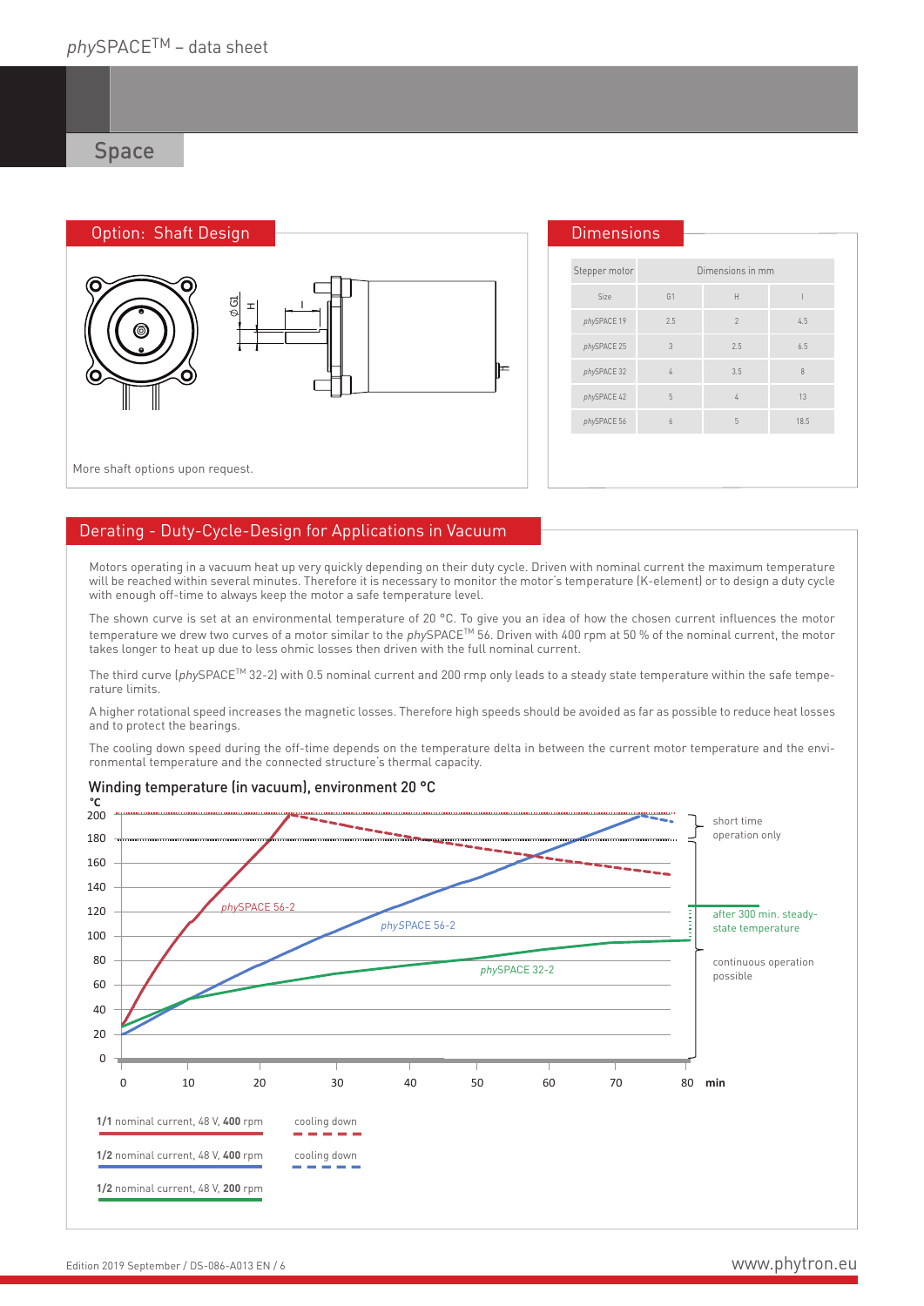## Space

### Option: Shaft Design

More shaft options upon request.

### Dimensions

| Stepper motor | Dimensions in mm | | |
|---|---|---|---|
| Size | G1 | H | I |
| *phy*SPACE 19 | 2.5 | 2 | 4.5 |
| *phy*SPACE 25 | 3 | 2.5 | 6.5 |
| *phy*SPACE 32 | 4 | 3.5 | 8 |
| *phy*SPACE 42 | 5 | 4 | 13 |
| *phy*SPACE 56 | 6 | 5 | 18.5 |

### Derating - Duty-Cycle-Design for Applications in Vacuum

Motors operating in a vacuum heat up very quickly depending on their duty cycle. Driven with nominal current the maximum temperature will be reached within several minutes. Therefore it is necessary to monitor the motor's temperature (K-element) or to design a duty cycle with enough off-time to always keep the motor a safe temperature level.

The shown curve is set at an environmental temperature of 20 °C. To give you an idea of how the chosen current influences the motor temperature we drew two curves of a motor similar to the *phy*SPACE™ 56. Driven with 400 rpm at 50 % of the nominal current, the motor takes longer to heat up due to less ohmic losses then driven with the full nominal current.

The third curve (*phy*SPACE™ 32-2) with 0.5 nominal current and 200 rmp only leads to a steady state temperature within the safe temperature limits.

A higher rotational speed increases the magnetic losses. Therefore high speeds should be avoided as far as possible to reduce heat losses and to protect the bearings.

The cooling down speed during the off-time depends on the temperature delta in between the current motor temperature and the environmental temperature and the connected structure's thermal capacity.

**Winding temperature (in vacuum), environment 20 °C**

- short time operation only
- after 300 min. steady-state temperature
- continuous operation possible

- **1/1** nominal current, 48 V, **400** rpm — cooling down
- **1/2** nominal current, 48 V, **400** rpm — cooling down
- **1/2** nominal current, 48 V, **200** rpm

Edition 2019 September / DS-086-A013 EN / 6

www.phytron.eu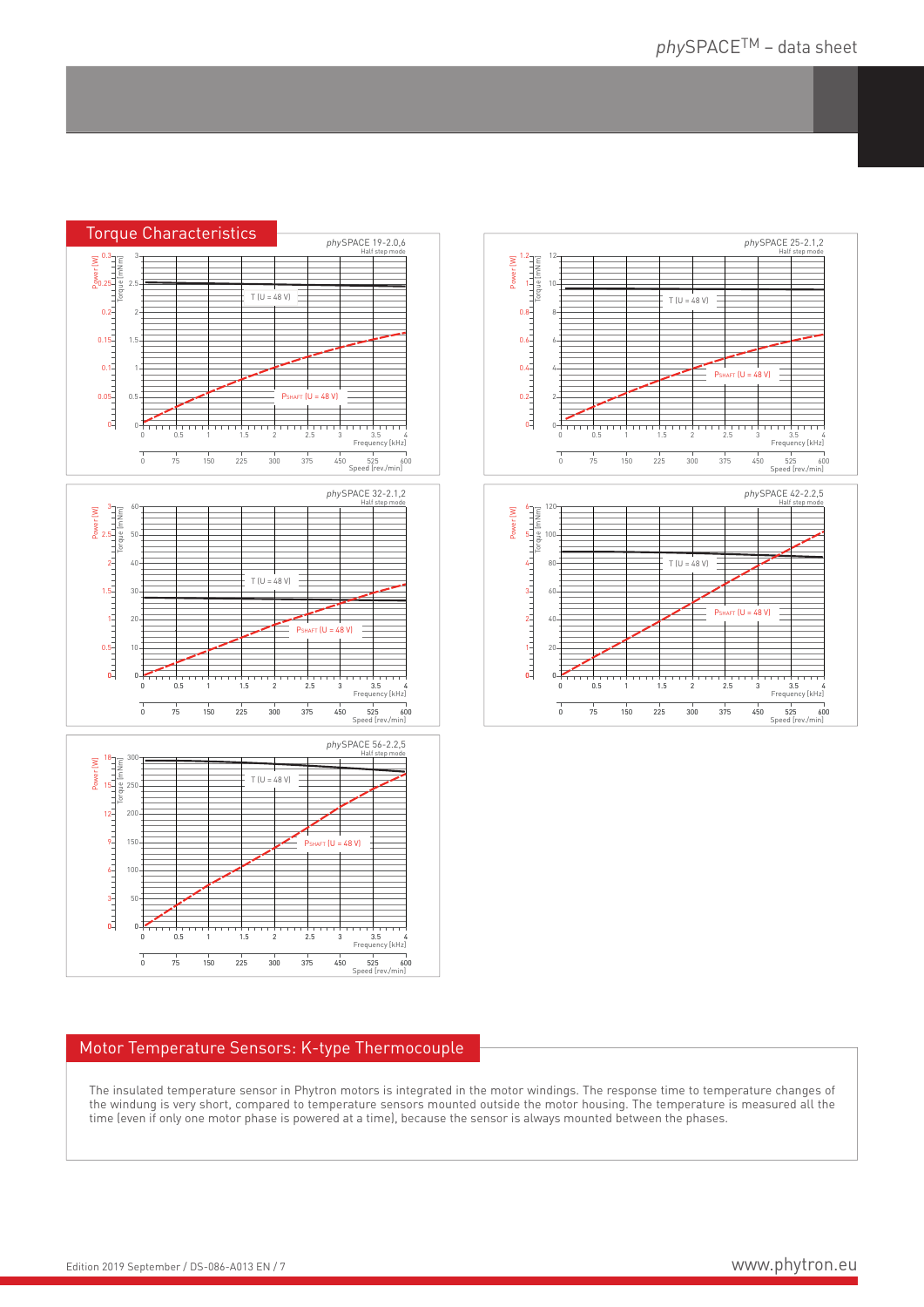## Torque Characteristics

*phy*SPACE 19-2.0,6
Half step mode

Power [W] / Torque [mNm]
T (U = 48 V)
$P_{SHAFT}$ (U = 48 V)
Frequency [kHz]
Speed [rev./min]

*phy*SPACE 25-2.1,2
Half step mode

Power [W] / Torque [mNm]
T (U = 48 V)
$P_{SHAFT}$ (U = 48 V)
Frequency [kHz]
Speed [rev./min]

*phy*SPACE 32-2.1,2
Half step mode

Power [W] / Torque [mNm]
T (U = 48 V)
$P_{SHAFT}$ (U = 48 V)
Frequency [kHz]
Speed [rev./min]

*phy*SPACE 42-2.2,5
Half step mode

Power [W] / Torque [mNm]
T (U = 48 V)
$P_{SHAFT}$ (U = 48 V)
Frequency [kHz]
Speed [rev./min]

*phy*SPACE 56-2.2,5
Half step mode

Power [W] / Torque [mNm]
T (U = 48 V)
$P_{SHAFT}$ (U = 48 V)
Frequency [kHz]
Speed [rev./min]

## Motor Temperature Sensors: K-type Thermocouple

The insulated temperature sensor in Phytron motors is integrated in the motor windings. The response time to temperature changes of the windung is very short, compared to temperature sensors mounted outside the motor housing. The temperature is measured all the time (even if only one motor phase is powered at a time), because the sensor is always mounted between the phases.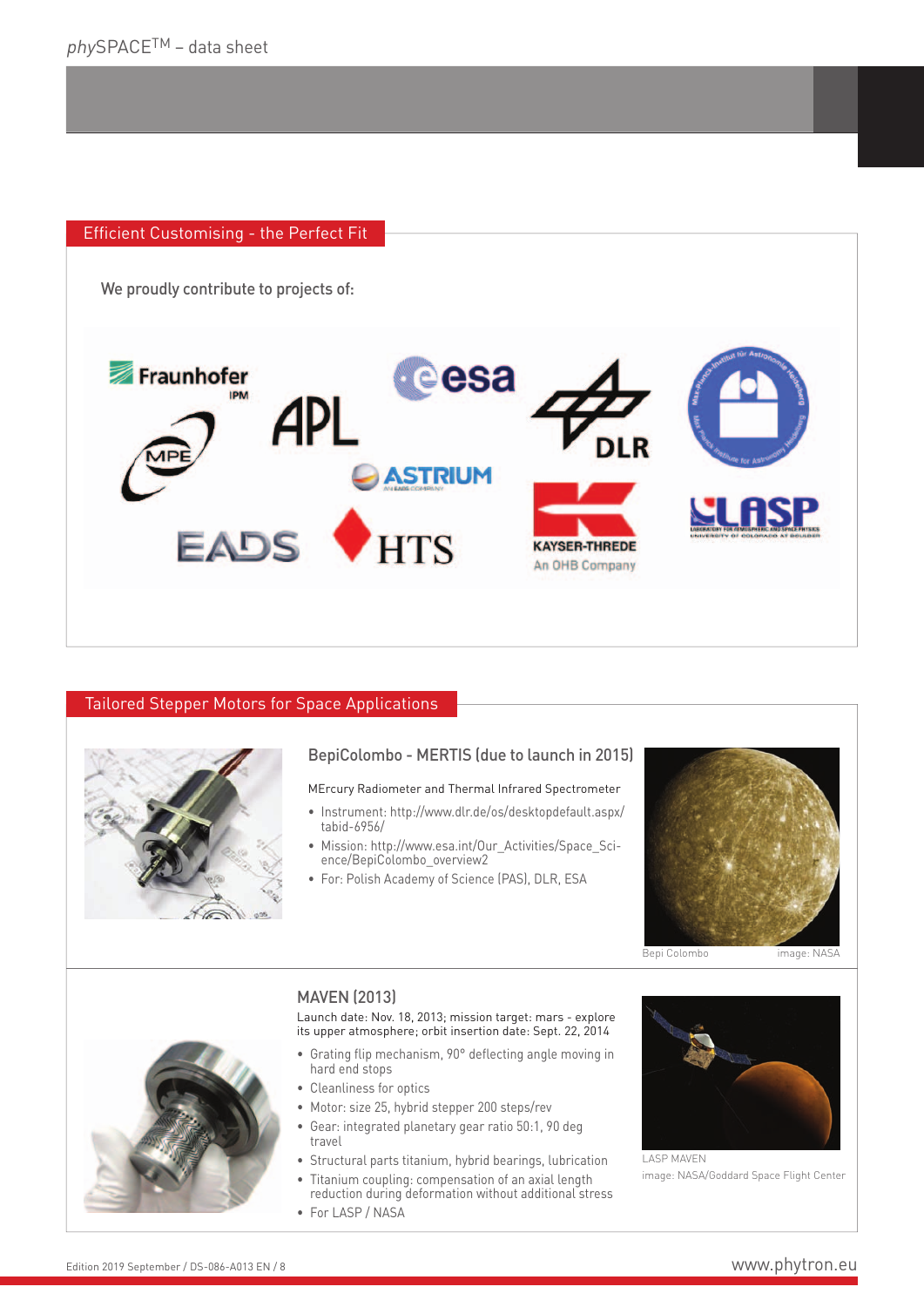## Efficient Customising - the Perfect Fit

We proudly contribute to projects of:

## Tailored Stepper Motors for Space Applications

### BepiColombo - MERTIS (due to launch in 2015)

MErcury Radiometer and Thermal Infrared Spectrometer

- Instrument: http://www.dlr.de/os/desktopdefault.aspx/tabid-6956/
- Mission: http://www.esa.int/Our_Activities/Space_Science/BepiColombo_overview2
- For: Polish Academy of Science (PAS), DLR, ESA

Bepi Colombo image: NASA

### MAVEN (2013)

Launch date: Nov. 18, 2013; mission target: mars - explore its upper atmosphere; orbit insertion date: Sept. 22, 2014

- Grating flip mechanism, 90° deflecting angle moving in hard end stops
- Cleanliness for optics
- Motor: size 25, hybrid stepper 200 steps/rev
- Gear: integrated planetary gear ratio 50:1, 90 deg travel
- Structural parts titanium, hybrid bearings, lubrication
- Titanium coupling: compensation of an axial length reduction during deformation without additional stress
- For LASP / NASA

LASP MAVEN
image: NASA/Goddard Space Flight Center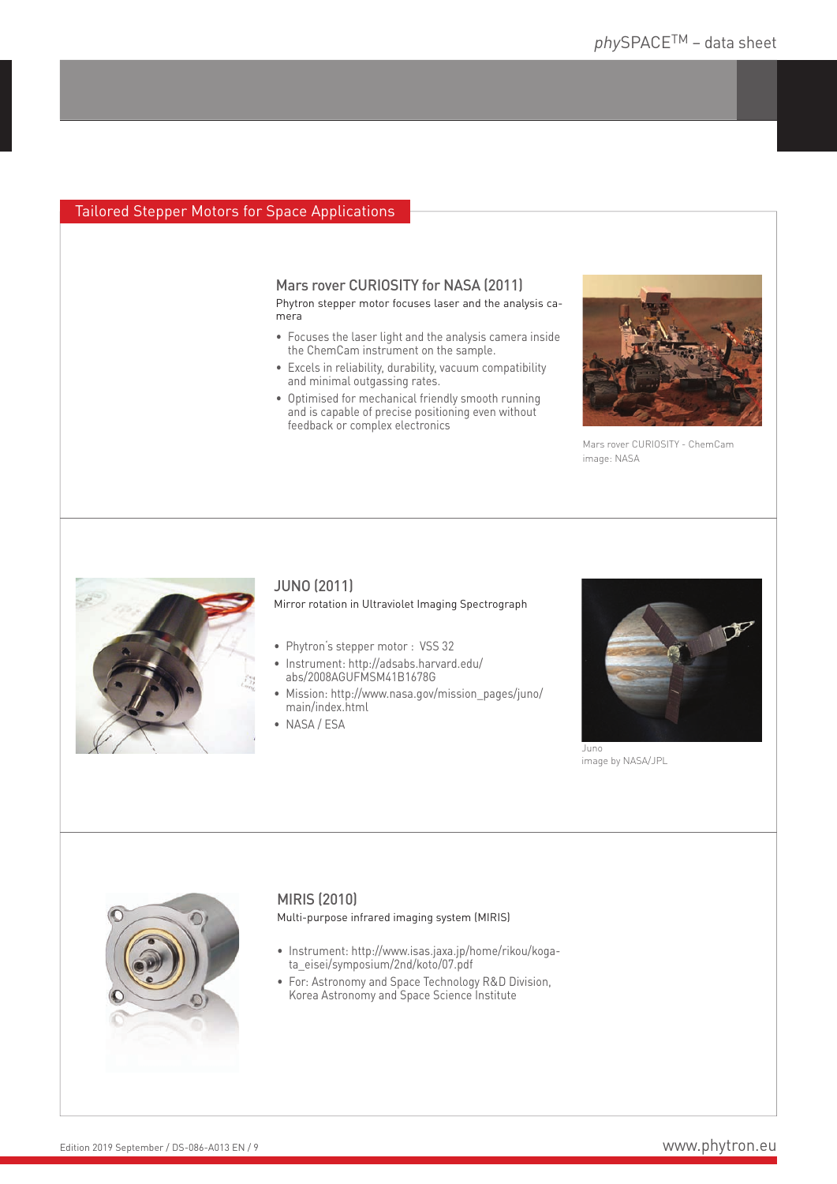## Tailored Stepper Motors for Space Applications

### Mars rover CURIOSITY for NASA (2011)

Phytron stepper motor focuses laser and the analysis camera

- Focuses the laser light and the analysis camera inside the ChemCam instrument on the sample.
- Excels in reliability, durability, vacuum compatibility and minimal outgassing rates.
- Optimised for mechanical friendly smooth running and is capable of precise positioning even without feedback or complex electronics

Mars rover CURIOSITY - ChemCam
image: NASA

### JUNO (2011)

Mirror rotation in Ultraviolet Imaging Spectrograph

- Phytron's stepper motor : VSS 32
- Instrument: http://adsabs.harvard.edu/abs/2008AGUFMSM41B1678G
- Mission: http://www.nasa.gov/mission_pages/juno/main/index.html
- NASA / ESA

Juno
image by NASA/JPL

### MIRIS (2010)

Multi-purpose infrared imaging system (MIRIS)

- Instrument: http://www.isas.jaxa.jp/home/rikou/kogata_eisei/symposium/2nd/koto/07.pdf
- For: Astronomy and Space Technology R&D Division, Korea Astronomy and Space Science Institute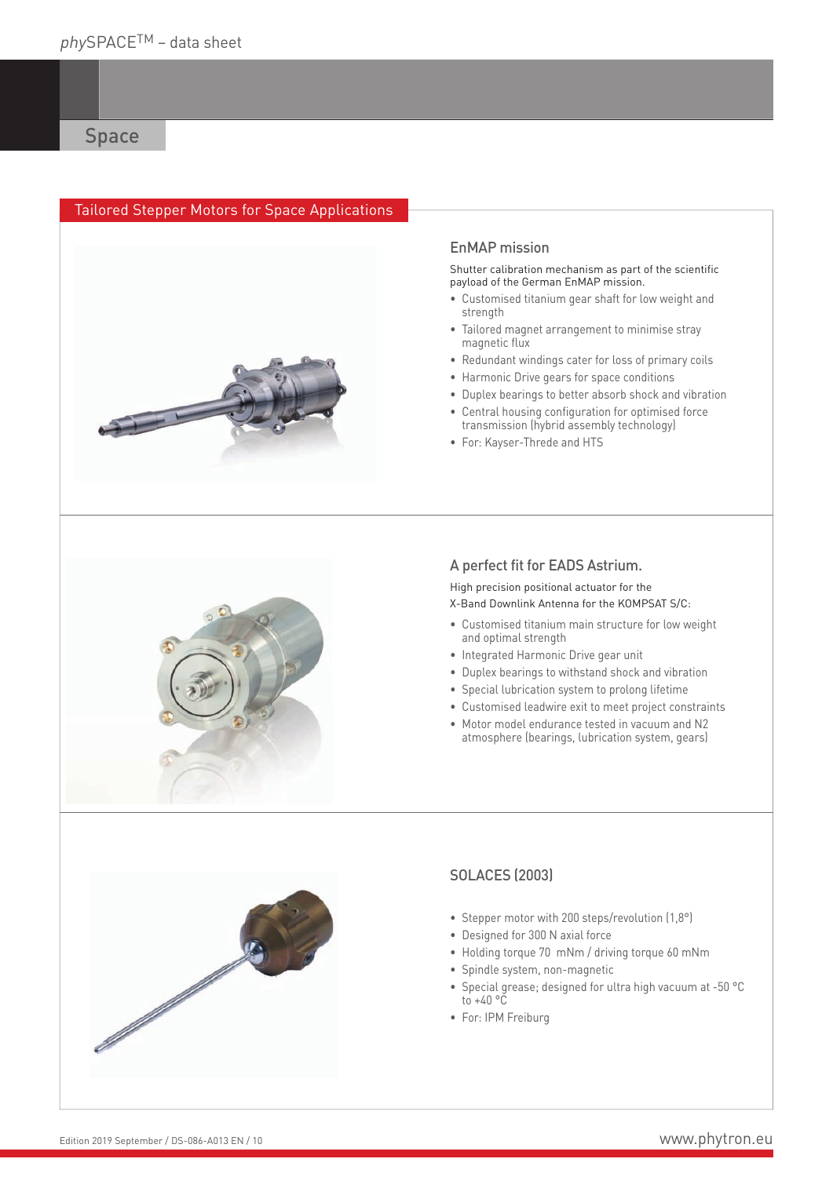## Space

### Tailored Stepper Motors for Space Applications

#### EnMAP mission

Shutter calibration mechanism as part of the scientific payload of the German EnMAP mission.

- Customised titanium gear shaft for low weight and strength
- Tailored magnet arrangement to minimise stray magnetic flux
- Redundant windings cater for loss of primary coils
- Harmonic Drive gears for space conditions
- Duplex bearings to better absorb shock and vibration
- Central housing configuration for optimised force transmission (hybrid assembly technology)
- For: Kayser-Threde and HTS

#### A perfect fit for EADS Astrium.

High precision positional actuator for the X-Band Downlink Antenna for the KOMPSAT S/C:

- Customised titanium main structure for low weight and optimal strength
- Integrated Harmonic Drive gear unit
- Duplex bearings to withstand shock and vibration
- Special lubrication system to prolong lifetime
- Customised leadwire exit to meet project constraints
- Motor model endurance tested in vacuum and N2 atmosphere (bearings, lubrication system, gears)

#### SOLACES (2003)

- Stepper motor with 200 steps/revolution (1,8°)
- Designed for 300 N axial force
- Holding torque 70 mNm / driving torque 60 mNm
- Spindle system, non-magnetic
- Special grease; designed for ultra high vacuum at -50 °C to +40 °C
- For: IPM Freiburg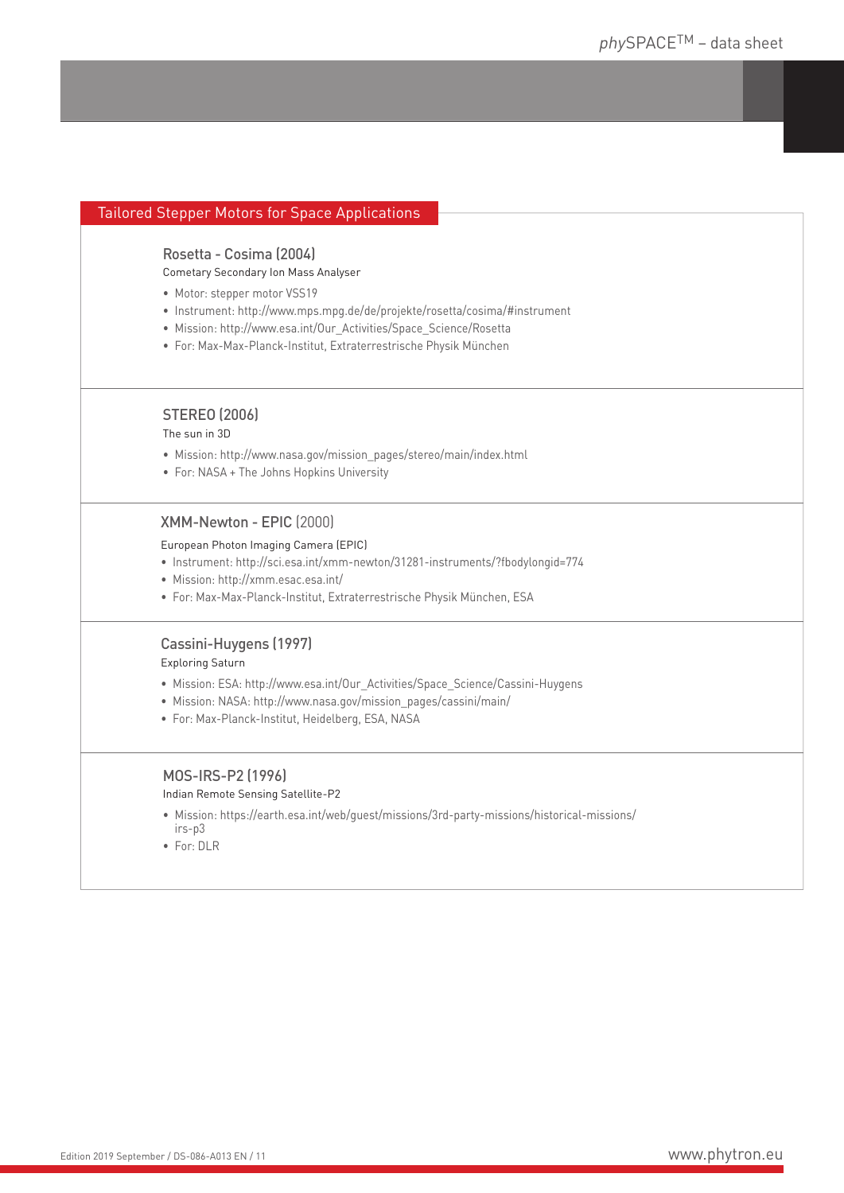## Tailored Stepper Motors for Space Applications

### Rosetta - Cosima (2004)

Cometary Secondary Ion Mass Analyser

- Motor: stepper motor VSS19
- Instrument: http://www.mps.mpg.de/de/projekte/rosetta/cosima/#instrument
- Mission: http://www.esa.int/Our_Activities/Space_Science/Rosetta
- For: Max-Max-Planck-Institut, Extraterrestrische Physik München

### STEREO (2006)

The sun in 3D

- Mission: http://www.nasa.gov/mission_pages/stereo/main/index.html
- For: NASA + The Johns Hopkins University

### XMM-Newton - EPIC (2000)

European Photon Imaging Camera (EPIC)

- Instrument: http://sci.esa.int/xmm-newton/31281-instruments/?fbodylongid=774
- Mission: http://xmm.esac.esa.int/
- For: Max-Max-Planck-Institut, Extraterrestrische Physik München, ESA

### Cassini-Huygens (1997)

Exploring Saturn

- Mission: ESA: http://www.esa.int/Our_Activities/Space_Science/Cassini-Huygens
- Mission: NASA: http://www.nasa.gov/mission_pages/cassini/main/
- For: Max-Planck-Institut, Heidelberg, ESA, NASA

### MOS-IRS-P2 (1996)

Indian Remote Sensing Satellite-P2

- Mission: https://earth.esa.int/web/guest/missions/3rd-party-missions/historical-missions/irs-p3
- For: DLR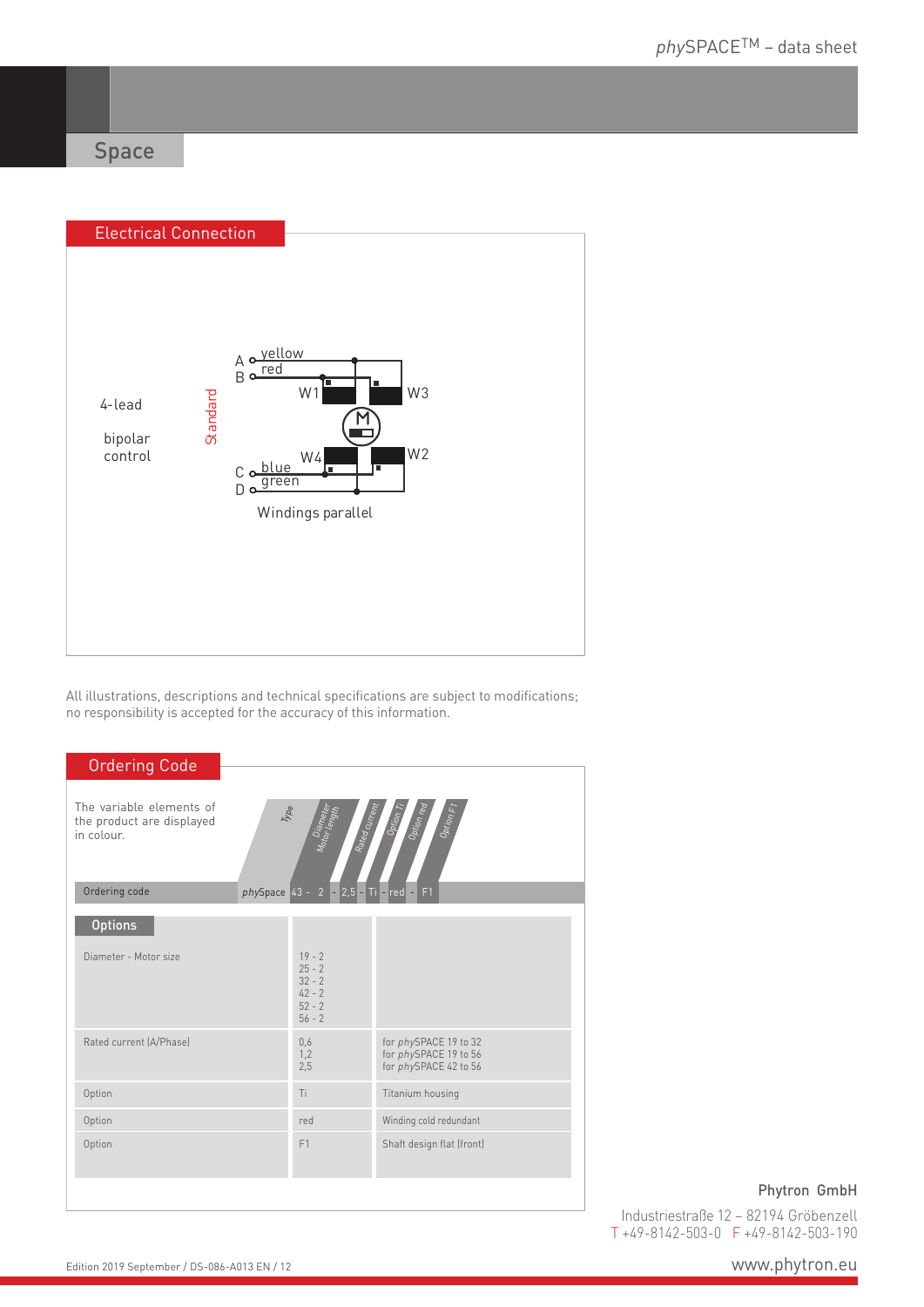## Space

### Electrical Connection

4-lead

bipolar control

Standard

A yellow
B red
W1
W3
M
W4
W2
C blue
D green

Windings parallel

All illustrations, descriptions and technical specifications are subject to modifications; no responsibility is accepted for the accuracy of this information.

### Ordering Code

The variable elements of the product are displayed in colour.

Type | Diameter Motor length | Rated current | Option Ti | Option red | Option F1

Ordering code: *phy*Space 43 - 2 - 2,5 - Ti - red - F1

| Options | | |
|---|---|---|
| Diameter - Motor size | 19 - 2<br>25 - 2<br>32 - 2<br>42 - 2<br>52 - 2<br>56 - 2 | |
| Rated current [A/Phase] | 0,6<br>1,2<br>2,5 | for *phy*SPACE 19 to 32<br>for *phy*SPACE 19 to 56<br>for *phy*SPACE 42 to 56 |
| Option | Ti | Titanium housing |
| Option | red | Winding cold redundant |
| Option | F1 | Shaft design flat (front) |

Phytron GmbH

Industriestraße 12 – 82194 Gröbenzell
T +49-8142-503-0 F +49-8142-503-190

www.phytron.eu

Edition 2019 September / DS-086-A013 EN